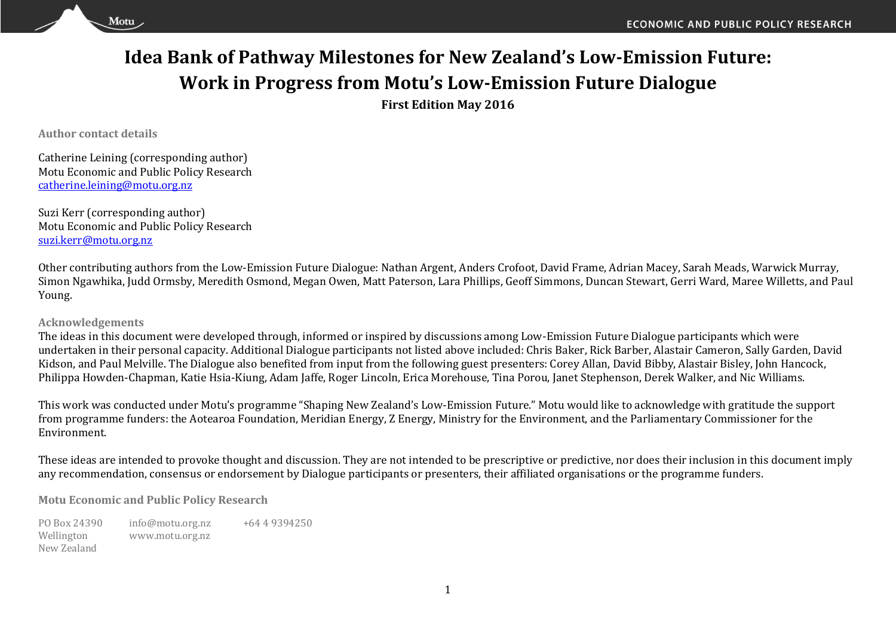# Idea Bank of Pathway Milestones for New Zealand's Low-Emission Future: Work in Progress from Motu's Low-Emission Future Dialogue

**First Edition May 2016**

### Author contact details

Catherine Leining (corresponding author)
Motu Economic and Public Policy Research
catherine.leining@motu.org.nz

Suzi Kerr (corresponding author)
Motu Economic and Public Policy Research
suzi.kerr@motu.org.nz

Other contributing authors from the Low-Emission Future Dialogue: Nathan Argent, Anders Crofoot, David Frame, Adrian Macey, Sarah Meads, Warwick Murray, Simon Ngawhika, Judd Ormsby, Meredith Osmond, Megan Owen, Matt Paterson, Lara Phillips, Geoff Simmons, Duncan Stewart, Gerri Ward, Maree Willetts, and Paul Young.

### Acknowledgements

The ideas in this document were developed through, informed or inspired by discussions among Low-Emission Future Dialogue participants which were undertaken in their personal capacity. Additional Dialogue participants not listed above included: Chris Baker, Rick Barber, Alastair Cameron, Sally Garden, David Kidson, and Paul Melville. The Dialogue also benefited from input from the following guest presenters: Corey Allan, David Bibby, Alastair Bisley, John Hancock, Philippa Howden-Chapman, Katie Hsia-Kiung, Adam Jaffe, Roger Lincoln, Erica Morehouse, Tina Porou, Janet Stephenson, Derek Walker, and Nic Williams.

This work was conducted under Motu's programme "Shaping New Zealand's Low-Emission Future." Motu would like to acknowledge with gratitude the support from programme funders: the Aotearoa Foundation, Meridian Energy, Z Energy, Ministry for the Environment, and the Parliamentary Commissioner for the Environment.

These ideas are intended to provoke thought and discussion. They are not intended to be prescriptive or predictive, nor does their inclusion in this document imply any recommendation, consensus or endorsement by Dialogue participants or presenters, their affiliated organisations or the programme funders.

### Motu Economic and Public Policy Research

PO Box 24390
Wellington
New Zealand

info@motu.org.nz
www.motu.org.nz

+64 4 9394250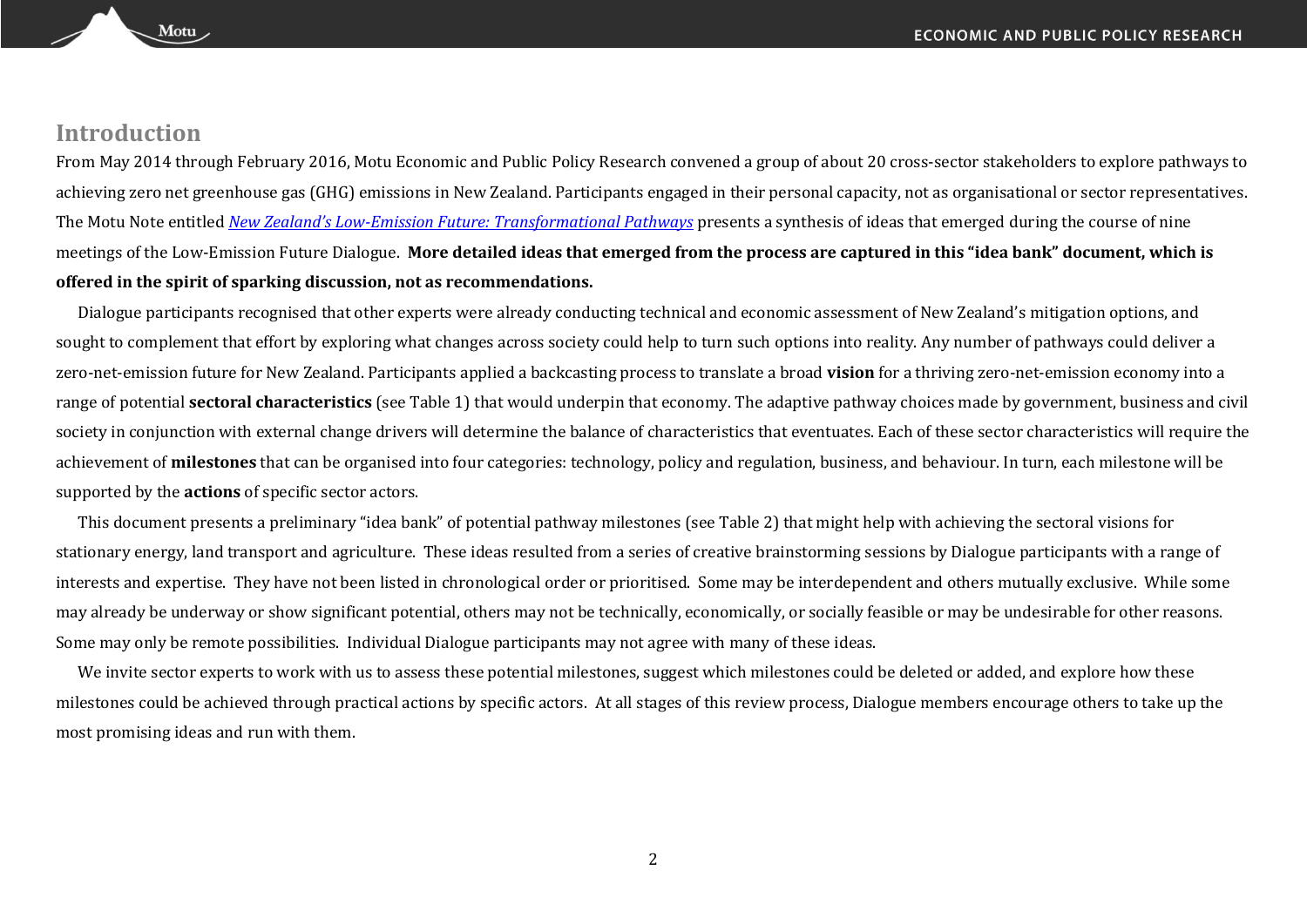## Introduction

From May 2014 through February 2016, Motu Economic and Public Policy Research convened a group of about 20 cross-sector stakeholders to explore pathways to achieving zero net greenhouse gas (GHG) emissions in New Zealand. Participants engaged in their personal capacity, not as organisational or sector representatives. The Motu Note entitled *New Zealand's Low-Emission Future: Transformational Pathways* presents a synthesis of ideas that emerged during the course of nine meetings of the Low-Emission Future Dialogue. **More detailed ideas that emerged from the process are captured in this "idea bank" document, which is offered in the spirit of sparking discussion, not as recommendations.**

Dialogue participants recognised that other experts were already conducting technical and economic assessment of New Zealand's mitigation options, and sought to complement that effort by exploring what changes across society could help to turn such options into reality. Any number of pathways could deliver a zero-net-emission future for New Zealand. Participants applied a backcasting process to translate a broad **vision** for a thriving zero-net-emission economy into a range of potential **sectoral characteristics** (see Table 1) that would underpin that economy. The adaptive pathway choices made by government, business and civil society in conjunction with external change drivers will determine the balance of characteristics that eventuates. Each of these sector characteristics will require the achievement of **milestones** that can be organised into four categories: technology, policy and regulation, business, and behaviour. In turn, each milestone will be supported by the **actions** of specific sector actors.

This document presents a preliminary "idea bank" of potential pathway milestones (see Table 2) that might help with achieving the sectoral visions for stationary energy, land transport and agriculture. These ideas resulted from a series of creative brainstorming sessions by Dialogue participants with a range of interests and expertise. They have not been listed in chronological order or prioritised. Some may be interdependent and others mutually exclusive. While some may already be underway or show significant potential, others may not be technically, economically, or socially feasible or may be undesirable for other reasons. Some may only be remote possibilities. Individual Dialogue participants may not agree with many of these ideas.

We invite sector experts to work with us to assess these potential milestones, suggest which milestones could be deleted or added, and explore how these milestones could be achieved through practical actions by specific actors. At all stages of this review process, Dialogue members encourage others to take up the most promising ideas and run with them.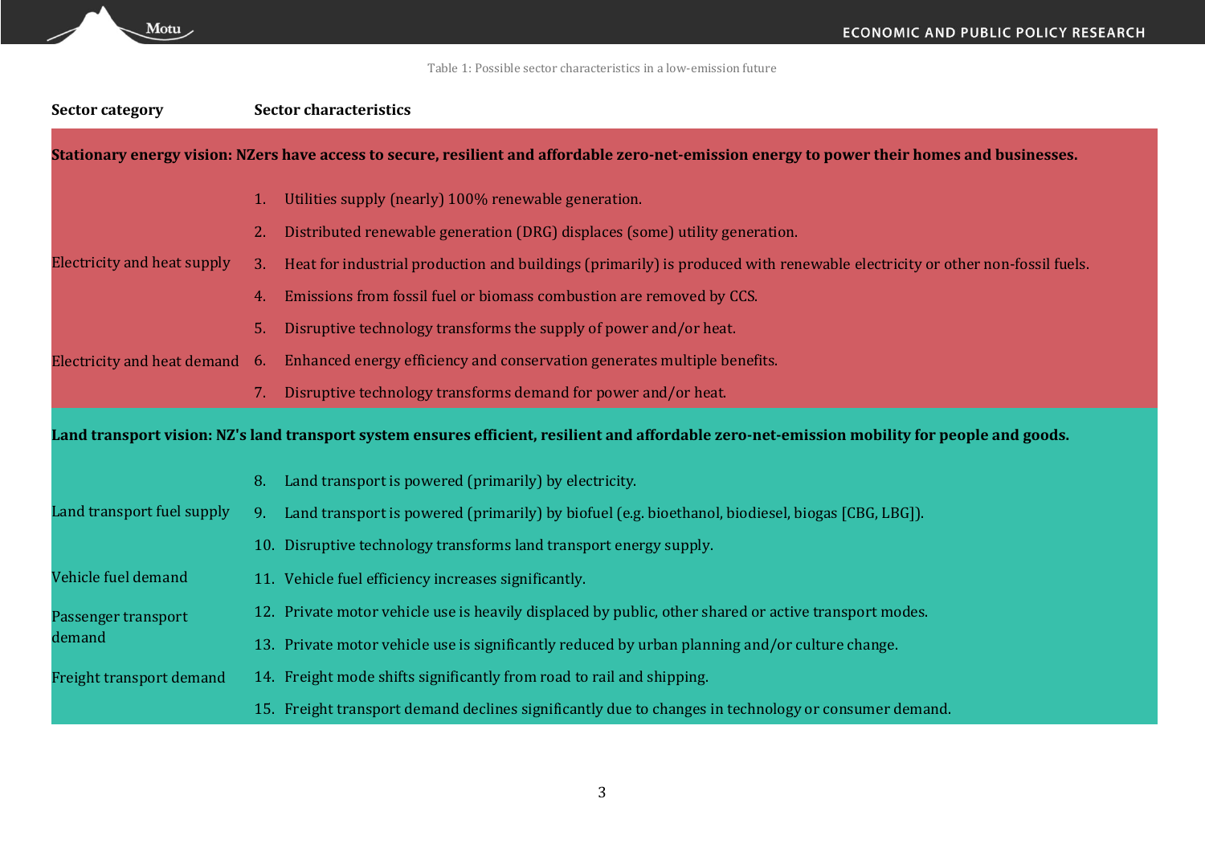Table 1: Possible sector characteristics in a low-emission future

| Sector category | Sector characteristics |
| --- | --- |
| **Stationary energy vision: NZers have access to secure, resilient and affordable zero-net-emission energy to power their homes and businesses.** | |
| Electricity and heat supply | 1. Utilities supply (nearly) 100% renewable generation. |
| | 2. Distributed renewable generation (DRG) displaces (some) utility generation. |
| | 3. Heat for industrial production and buildings (primarily) is produced with renewable electricity or other non-fossil fuels. |
| | 4. Emissions from fossil fuel or biomass combustion are removed by CCS. |
| | 5. Disruptive technology transforms the supply of power and/or heat. |
| Electricity and heat demand | 6. Enhanced energy efficiency and conservation generates multiple benefits. |
| | 7. Disruptive technology transforms demand for power and/or heat. |
| **Land transport vision: NZ's land transport system ensures efficient, resilient and affordable zero-net-emission mobility for people and goods.** | |
| Land transport fuel supply | 8. Land transport is powered (primarily) by electricity. |
| | 9. Land transport is powered (primarily) by biofuel (e.g. bioethanol, biodiesel, biogas [CBG, LBG]). |
| | 10. Disruptive technology transforms land transport energy supply. |
| Vehicle fuel demand | 11. Vehicle fuel efficiency increases significantly. |
| Passenger transport demand | 12. Private motor vehicle use is heavily displaced by public, other shared or active transport modes. |
| | 13. Private motor vehicle use is significantly reduced by urban planning and/or culture change. |
| Freight transport demand | 14. Freight mode shifts significantly from road to rail and shipping. |
| | 15. Freight transport demand declines significantly due to changes in technology or consumer demand. |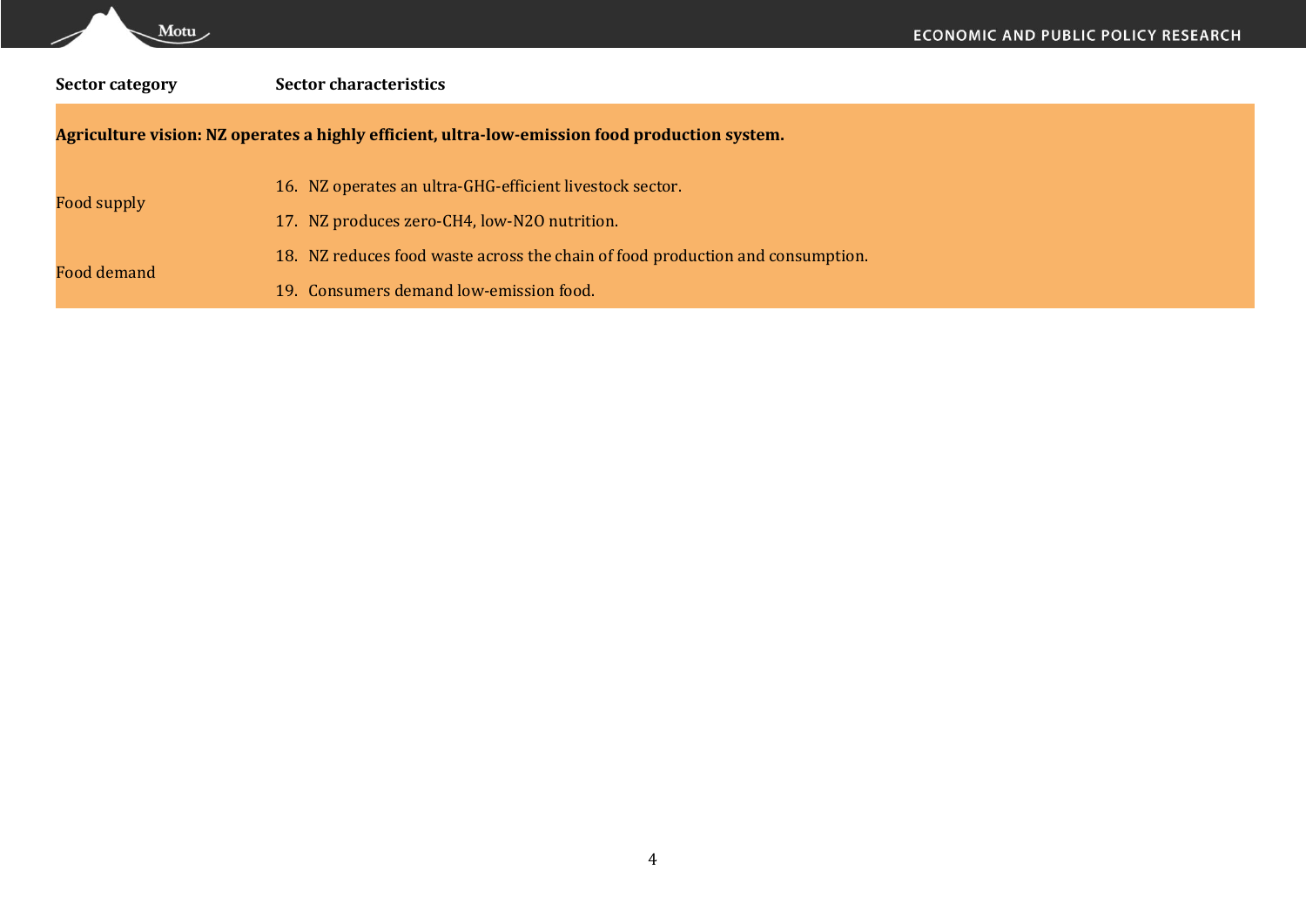| Sector category | Sector characteristics |
| --- | --- |
| **Agriculture vision: NZ operates a highly efficient, ultra-low-emission food production system.** | |
| Food supply | 16. NZ operates an ultra-GHG-efficient livestock sector. |
| | 17. NZ produces zero-$CH_4$, low-$N_2O$ nutrition. |
| Food demand | 18. NZ reduces food waste across the chain of food production and consumption. |
| | 19. Consumers demand low-emission food. |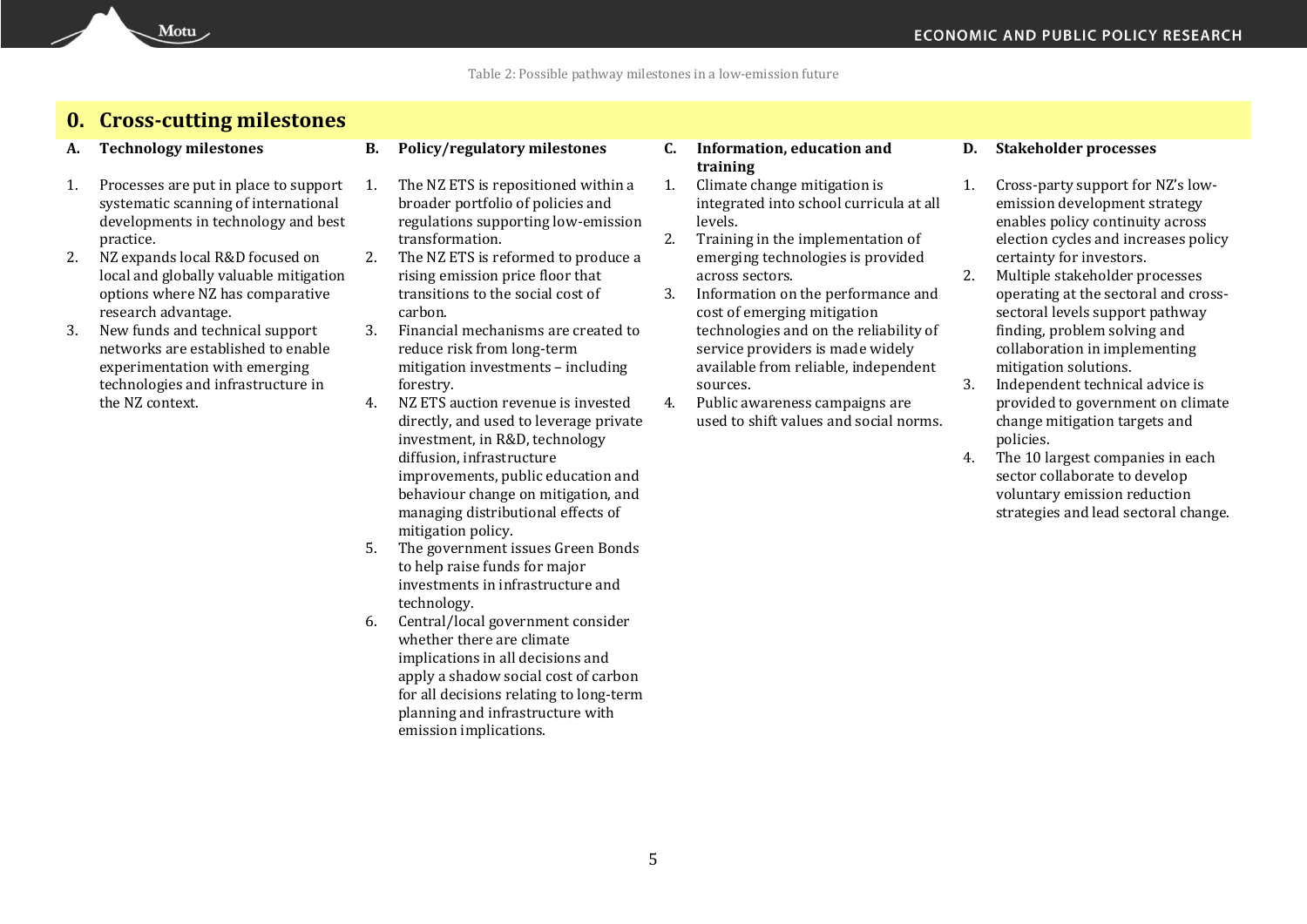Table 2: Possible pathway milestones in a low-emission future

## 0. Cross-cutting milestones

### A. Technology milestones

1. Processes are put in place to support systematic scanning of international developments in technology and best practice.
2. NZ expands local R&D focused on local and globally valuable mitigation options where NZ has comparative research advantage.
3. New funds and technical support networks are established to enable experimentation with emerging technologies and infrastructure in the NZ context.

### B. Policy/regulatory milestones

1. The NZ ETS is repositioned within a broader portfolio of policies and regulations supporting low-emission transformation.
2. The NZ ETS is reformed to produce a rising emission price floor that transitions to the social cost of carbon.
3. Financial mechanisms are created to reduce risk from long-term mitigation investments – including forestry.
4. NZ ETS auction revenue is invested directly, and used to leverage private investment, in R&D, technology diffusion, infrastructure improvements, public education and behaviour change on mitigation, and managing distributional effects of mitigation policy.
5. The government issues Green Bonds to help raise funds for major investments in infrastructure and technology.
6. Central/local government consider whether there are climate implications in all decisions and apply a shadow social cost of carbon for all decisions relating to long-term planning and infrastructure with emission implications.

### C. Information, education and training

1. Climate change mitigation is integrated into school curricula at all levels.
2. Training in the implementation of emerging technologies is provided across sectors.
3. Information on the performance and cost of emerging mitigation technologies and on the reliability of service providers is made widely available from reliable, independent sources.
4. Public awareness campaigns are used to shift values and social norms.

### D. Stakeholder processes

1. Cross-party support for NZ's low-emission development strategy enables policy continuity across election cycles and increases policy certainty for investors.
2. Multiple stakeholder processes operating at the sectoral and cross-sectoral levels support pathway finding, problem solving and collaboration in implementing mitigation solutions.
3. Independent technical advice is provided to government on climate change mitigation targets and policies.
4. The 10 largest companies in each sector collaborate to develop voluntary emission reduction strategies and lead sectoral change.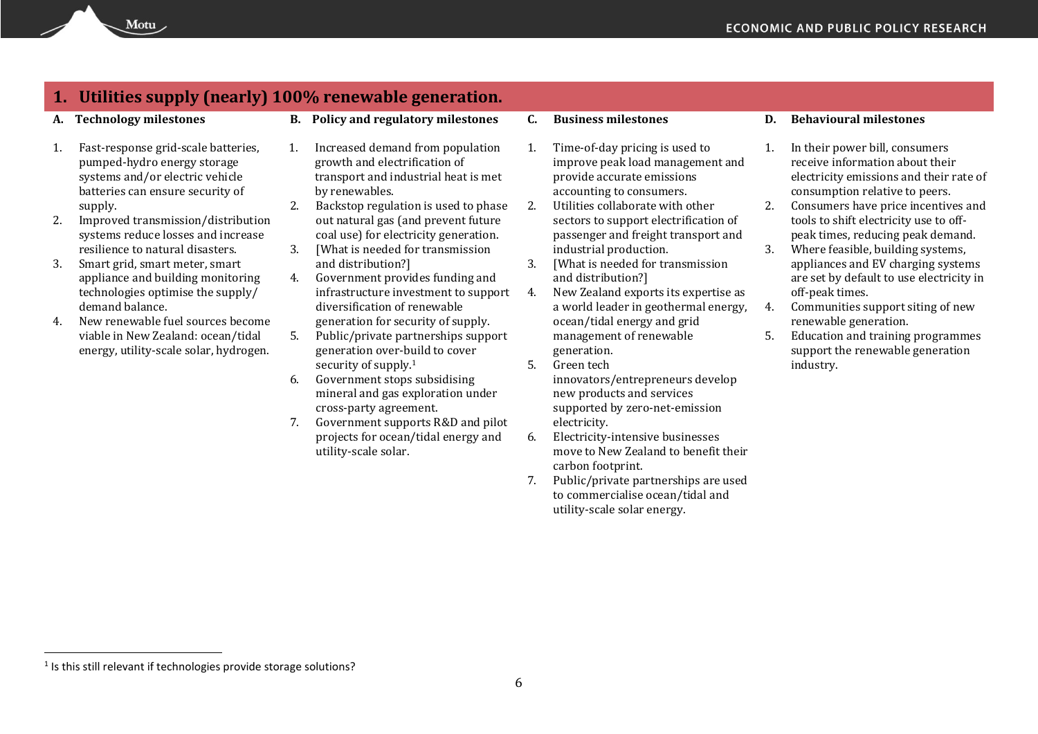## 1. Utilities supply (nearly) 100% renewable generation.

### A. Technology milestones

1. Fast-response grid-scale batteries, pumped-hydro energy storage systems and/or electric vehicle batteries can ensure security of supply.
2. Improved transmission/distribution systems reduce losses and increase resilience to natural disasters.
3. Smart grid, smart meter, smart appliance and building monitoring technologies optimise the supply/demand balance.
4. New renewable fuel sources become viable in New Zealand: ocean/tidal energy, utility-scale solar, hydrogen.

### B. Policy and regulatory milestones

1. Increased demand from population growth and electrification of transport and industrial heat is met by renewables.
2. Backstop regulation is used to phase out natural gas (and prevent future coal use) for electricity generation.
3. [What is needed for transmission and distribution?]
4. Government provides funding and infrastructure investment to support diversification of renewable generation for security of supply.
5. Public/private partnerships support generation over-build to cover security of supply.[1]
6. Government stops subsidising mineral and gas exploration under cross-party agreement.
7. Government supports R&D and pilot projects for ocean/tidal energy and utility-scale solar.

### C. Business milestones

1. Time-of-day pricing is used to improve peak load management and provide accurate emissions accounting to consumers.
2. Utilities collaborate with other sectors to support electrification of passenger and freight transport and industrial production.
3. [What is needed for transmission and distribution?]
4. New Zealand exports its expertise as a world leader in geothermal energy, ocean/tidal energy and grid management of renewable generation.
5. Green tech innovators/entrepreneurs develop new products and services supported by zero-net-emission electricity.
6. Electricity-intensive businesses move to New Zealand to benefit their carbon footprint.
7. Public/private partnerships are used to commercialise ocean/tidal and utility-scale solar energy.

### D. Behavioural milestones

1. In their power bill, consumers receive information about their electricity emissions and their rate of consumption relative to peers.
2. Consumers have price incentives and tools to shift electricity use to off-peak times, reducing peak demand.
3. Where feasible, building systems, appliances and EV charging systems are set by default to use electricity in off-peak times.
4. Communities support siting of new renewable generation.
5. Education and training programmes support the renewable generation industry.

[1] Is this still relevant if technologies provide storage solutions?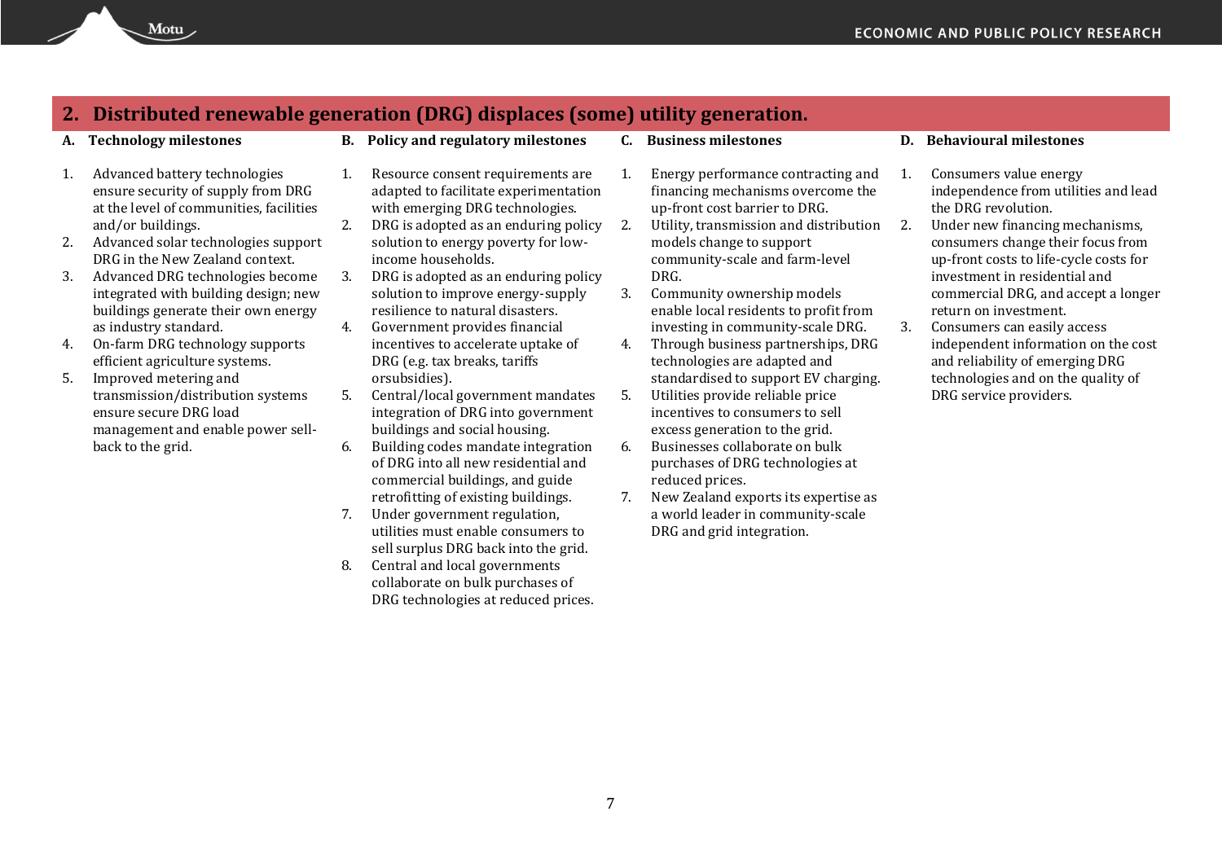## 2. Distributed renewable generation (DRG) displaces (some) utility generation.

### A. Technology milestones

1. Advanced battery technologies ensure security of supply from DRG at the level of communities, facilities and/or buildings.
2. Advanced solar technologies support DRG in the New Zealand context.
3. Advanced DRG technologies become integrated with building design; new buildings generate their own energy as industry standard.
4. On-farm DRG technology supports efficient agriculture systems.
5. Improved metering and transmission/distribution systems ensure secure DRG load management and enable power sell-back to the grid.

### B. Policy and regulatory milestones

1. Resource consent requirements are adapted to facilitate experimentation with emerging DRG technologies.
2. DRG is adopted as an enduring policy solution to energy poverty for low-income households.
3. DRG is adopted as an enduring policy solution to improve energy-supply resilience to natural disasters.
4. Government provides financial incentives to accelerate uptake of DRG (e.g. tax breaks, tariffs orsubsidies).
5. Central/local government mandates integration of DRG into government buildings and social housing.
6. Building codes mandate integration of DRG into all new residential and commercial buildings, and guide retrofitting of existing buildings.
7. Under government regulation, utilities must enable consumers to sell surplus DRG back into the grid.
8. Central and local governments collaborate on bulk purchases of DRG technologies at reduced prices.

### C. Business milestones

1. Energy performance contracting and financing mechanisms overcome the up-front cost barrier to DRG.
2. Utility, transmission and distribution models change to support community-scale and farm-level DRG.
3. Community ownership models enable local residents to profit from investing in community-scale DRG.
4. Through business partnerships, DRG technologies are adapted and standardised to support EV charging.
5. Utilities provide reliable price incentives to consumers to sell excess generation to the grid.
6. Businesses collaborate on bulk purchases of DRG technologies at reduced prices.
7. New Zealand exports its expertise as a world leader in community-scale DRG and grid integration.

### D. Behavioural milestones

1. Consumers value energy independence from utilities and lead the DRG revolution.
2. Under new financing mechanisms, consumers change their focus from up-front costs to life-cycle costs for investment in residential and commercial DRG, and accept a longer return on investment.
3. Consumers can easily access independent information on the cost and reliability of emerging DRG technologies and on the quality of DRG service providers.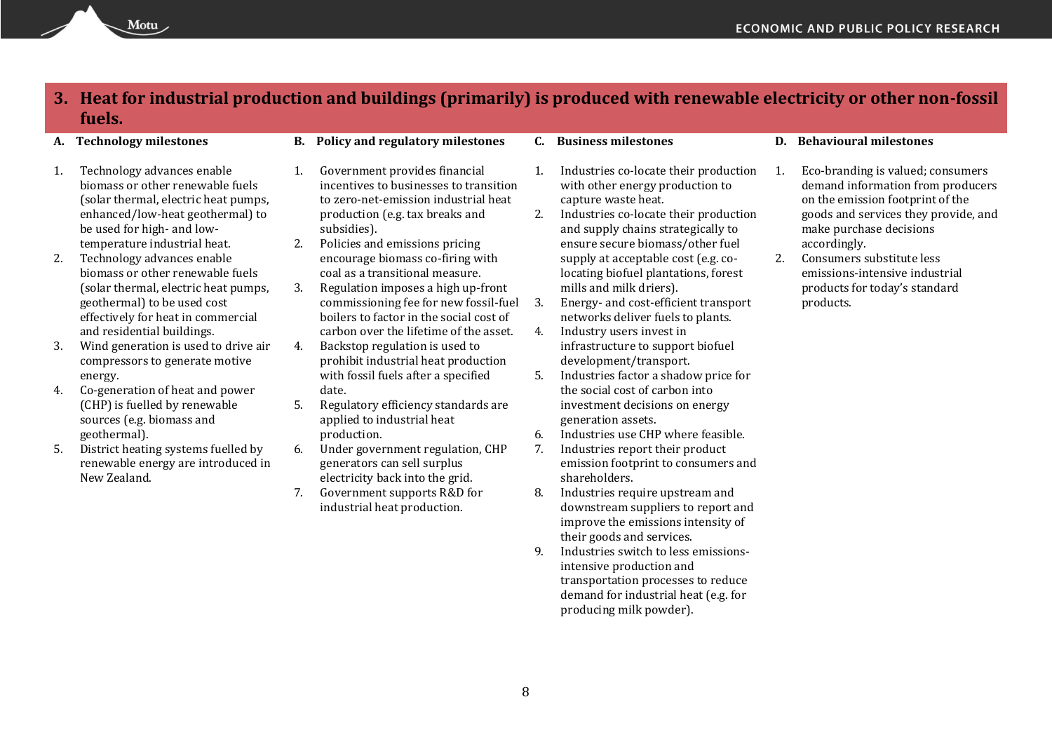## 3. Heat for industrial production and buildings (primarily) is produced with renewable electricity or other non-fossil fuels.

### A. Technology milestones

1. Technology advances enable biomass or other renewable fuels (solar thermal, electric heat pumps, enhanced/low-heat geothermal) to be used for high- and low-temperature industrial heat.
2. Technology advances enable biomass or other renewable fuels (solar thermal, electric heat pumps, geothermal) to be used cost effectively for heat in commercial and residential buildings.
3. Wind generation is used to drive air compressors to generate motive energy.
4. Co-generation of heat and power (CHP) is fuelled by renewable sources (e.g. biomass and geothermal).
5. District heating systems fuelled by renewable energy are introduced in New Zealand.

### B. Policy and regulatory milestones

1. Government provides financial incentives to businesses to transition to zero-net-emission industrial heat production (e.g. tax breaks and subsidies).
2. Policies and emissions pricing encourage biomass co-firing with coal as a transitional measure.
3. Regulation imposes a high up-front commissioning fee for new fossil-fuel boilers to factor in the social cost of carbon over the lifetime of the asset.
4. Backstop regulation is used to prohibit industrial heat production with fossil fuels after a specified date.
5. Regulatory efficiency standards are applied to industrial heat production.
6. Under government regulation, CHP generators can sell surplus electricity back into the grid.
7. Government supports R&D for industrial heat production.

### C. Business milestones

1. Industries co-locate their production with other energy production to capture waste heat.
2. Industries co-locate their production and supply chains strategically to ensure secure biomass/other fuel supply at acceptable cost (e.g. co-locating biofuel plantations, forest mills and milk driers).
3. Energy- and cost-efficient transport networks deliver fuels to plants.
4. Industry users invest in infrastructure to support biofuel development/transport.
5. Industries factor a shadow price for the social cost of carbon into investment decisions on energy generation assets.
6. Industries use CHP where feasible.
7. Industries report their product emission footprint to consumers and shareholders.
8. Industries require upstream and downstream suppliers to report and improve the emissions intensity of their goods and services.
9. Industries switch to less emissions-intensive production and transportation processes to reduce demand for industrial heat (e.g. for producing milk powder).

### D. Behavioural milestones

1. Eco-branding is valued; consumers demand information from producers on the emission footprint of the goods and services they provide, and make purchase decisions accordingly.
2. Consumers substitute less emissions-intensive industrial products for today's standard products.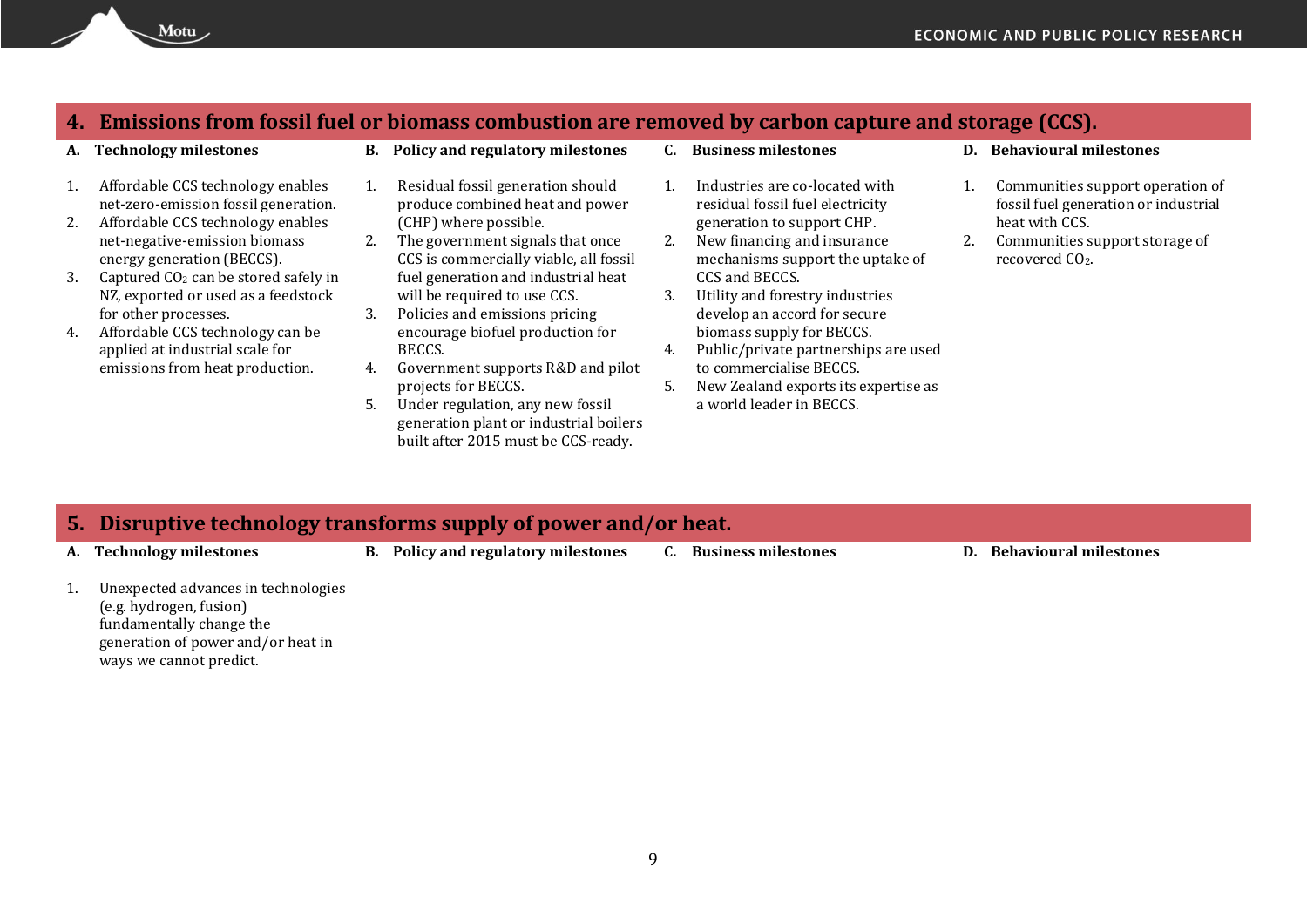## 4. Emissions from fossil fuel or biomass combustion are removed by carbon capture and storage (CCS).

### A. Technology milestones

1. Affordable CCS technology enables net-zero-emission fossil generation.
2. Affordable CCS technology enables net-negative-emission biomass energy generation (BECCS).
3. Captured $CO_2$ can be stored safely in NZ, exported or used as a feedstock for other processes.
4. Affordable CCS technology can be applied at industrial scale for emissions from heat production.

### B. Policy and regulatory milestones

1. Residual fossil generation should produce combined heat and power (CHP) where possible.
2. The government signals that once CCS is commercially viable, all fossil fuel generation and industrial heat will be required to use CCS.
3. Policies and emissions pricing encourage biofuel production for BECCS.
4. Government supports R&D and pilot projects for BECCS.
5. Under regulation, any new fossil generation plant or industrial boilers built after 2015 must be CCS-ready.

### C. Business milestones

1. Industries are co-located with residual fossil fuel electricity generation to support CHP.
2. New financing and insurance mechanisms support the uptake of CCS and BECCS.
3. Utility and forestry industries develop an accord for secure biomass supply for BECCS.
4. Public/private partnerships are used to commercialise BECCS.
5. New Zealand exports its expertise as a world leader in BECCS.

### D. Behavioural milestones

1. Communities support operation of fossil fuel generation or industrial heat with CCS.
2. Communities support storage of recovered $CO_2$.

## 5. Disruptive technology transforms supply of power and/or heat.

### A. Technology milestones

1. Unexpected advances in technologies (e.g. hydrogen, fusion) fundamentally change the generation of power and/or heat in ways we cannot predict.

### B. Policy and regulatory milestones

### C. Business milestones

### D. Behavioural milestones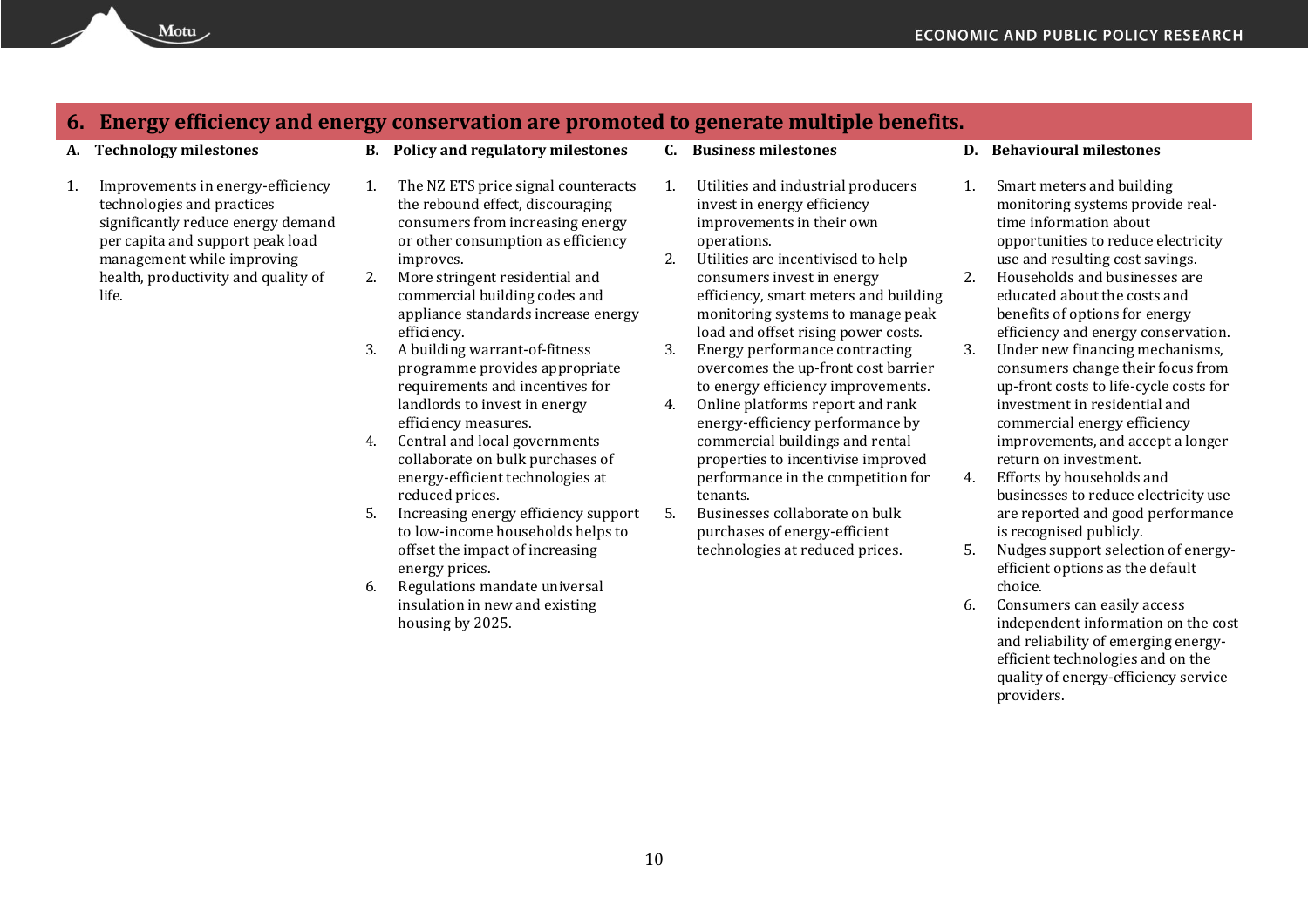## 6. Energy efficiency and energy conservation are promoted to generate multiple benefits.

### A. Technology milestones

1. Improvements in energy-efficiency technologies and practices significantly reduce energy demand per capita and support peak load management while improving health, productivity and quality of life.

### B. Policy and regulatory milestones

1. The NZ ETS price signal counteracts the rebound effect, discouraging consumers from increasing energy or other consumption as efficiency improves.
2. More stringent residential and commercial building codes and appliance standards increase energy efficiency.
3. A building warrant-of-fitness programme provides appropriate requirements and incentives for landlords to invest in energy efficiency measures.
4. Central and local governments collaborate on bulk purchases of energy-efficient technologies at reduced prices.
5. Increasing energy efficiency support to low-income households helps to offset the impact of increasing energy prices.
6. Regulations mandate universal insulation in new and existing housing by 2025.

### C. Business milestones

1. Utilities and industrial producers invest in energy efficiency improvements in their own operations.
2. Utilities are incentivised to help consumers invest in energy efficiency, smart meters and building monitoring systems to manage peak load and offset rising power costs.
3. Energy performance contracting overcomes the up-front cost barrier to energy efficiency improvements.
4. Online platforms report and rank energy-efficiency performance by commercial buildings and rental properties to incentivise improved performance in the competition for tenants.
5. Businesses collaborate on bulk purchases of energy-efficient technologies at reduced prices.

### D. Behavioural milestones

1. Smart meters and building monitoring systems provide real-time information about opportunities to reduce electricity use and resulting cost savings.
2. Households and businesses are educated about the costs and benefits of options for energy efficiency and energy conservation.
3. Under new financing mechanisms, consumers change their focus from up-front costs to life-cycle costs for investment in residential and commercial energy efficiency improvements, and accept a longer return on investment.
4. Efforts by households and businesses to reduce electricity use are reported and good performance is recognised publicly.
5. Nudges support selection of energy-efficient options as the default choice.
6. Consumers can easily access independent information on the cost and reliability of emerging energy-efficient technologies and on the quality of energy-efficiency service providers.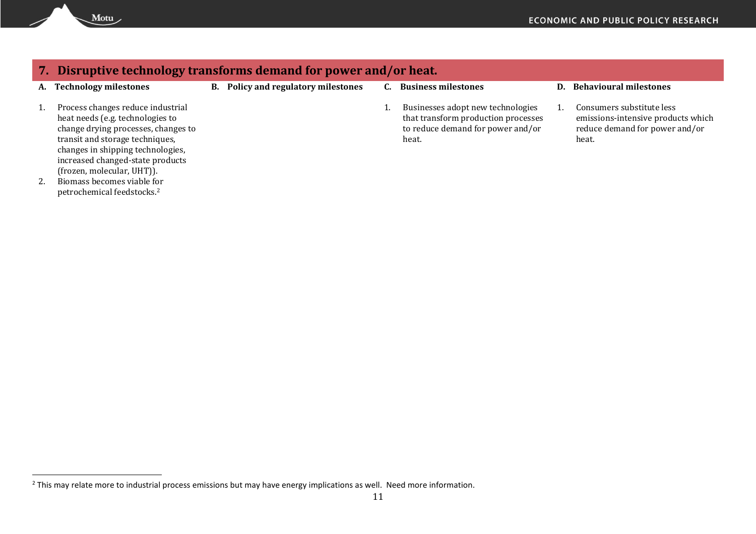## 7. Disruptive technology transforms demand for power and/or heat.

| A. Technology milestones | B. Policy and regulatory milestones | C. Business milestones | D. Behavioural milestones |
|---|---|---|---|
| 1. Process changes reduce industrial heat needs (e.g. technologies to change drying processes, changes to transit and storage techniques, changes in shipping technologies, increased changed-state products (frozen, molecular, UHT)).<br>2. Biomass becomes viable for petrochemical feedstocks.[2] | | 1. Businesses adopt new technologies that transform production processes to reduce demand for power and/or heat. | 1. Consumers substitute less emissions-intensive products which reduce demand for power and/or heat. |

[2] This may relate more to industrial process emissions but may have energy implications as well. Need more information.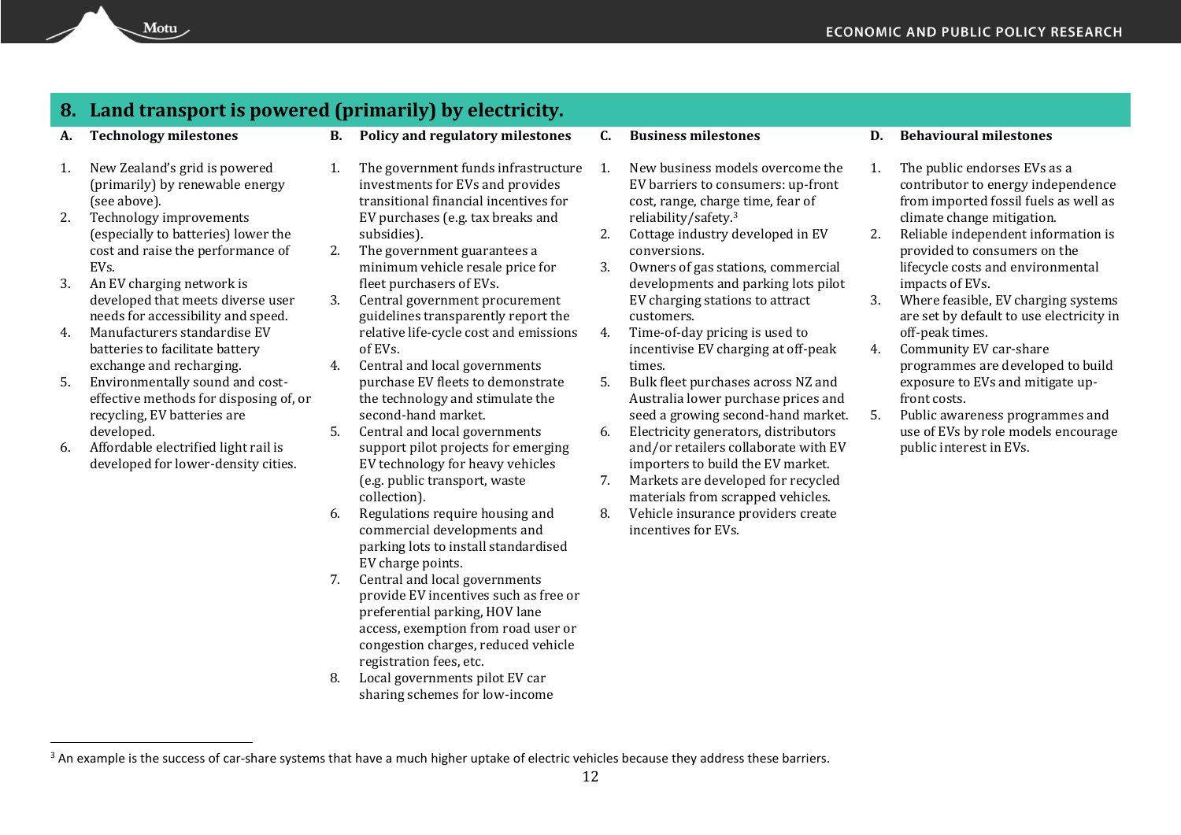## 8. Land transport is powered (primarily) by electricity.

### A. Technology milestones

1. New Zealand's grid is powered (primarily) by renewable energy (see above).
2. Technology improvements (especially to batteries) lower the cost and raise the performance of EVs.
3. An EV charging network is developed that meets diverse user needs for accessibility and speed.
4. Manufacturers standardise EV batteries to facilitate battery exchange and recharging.
5. Environmentally sound and cost-effective methods for disposing of, or recycling, EV batteries are developed.
6. Affordable electrified light rail is developed for lower-density cities.

### B. Policy and regulatory milestones

1. The government funds infrastructure investments for EVs and provides transitional financial incentives for EV purchases (e.g. tax breaks and subsidies).
2. The government guarantees a minimum vehicle resale price for fleet purchasers of EVs.
3. Central government procurement guidelines transparently report the relative life-cycle cost and emissions of EVs.
4. Central and local governments purchase EV fleets to demonstrate the technology and stimulate the second-hand market.
5. Central and local governments support pilot projects for emerging EV technology for heavy vehicles (e.g. public transport, waste collection).
6. Regulations require housing and commercial developments and parking lots to install standardised EV charge points.
7. Central and local governments provide EV incentives such as free or preferential parking, HOV lane access, exemption from road user or congestion charges, reduced vehicle registration fees, etc.
8. Local governments pilot EV car sharing schemes for low-income

### C. Business milestones

1. New business models overcome the EV barriers to consumers: up-front cost, range, charge time, fear of reliability/safety.[3]
2. Cottage industry developed in EV conversions.
3. Owners of gas stations, commercial developments and parking lots pilot EV charging stations to attract customers.
4. Time-of-day pricing is used to incentivise EV charging at off-peak times.
5. Bulk fleet purchases across NZ and Australia lower purchase prices and seed a growing second-hand market.
6. Electricity generators, distributors and/or retailers collaborate with EV importers to build the EV market.
7. Markets are developed for recycled materials from scrapped vehicles.
8. Vehicle insurance providers create incentives for EVs.

### D. Behavioural milestones

1. The public endorses EVs as a contributor to energy independence from imported fossil fuels as well as climate change mitigation.
2. Reliable independent information is provided to consumers on the lifecycle costs and environmental impacts of EVs.
3. Where feasible, EV charging systems are set by default to use electricity in off-peak times.
4. Community EV car-share programmes are developed to build exposure to EVs and mitigate up-front costs.
5. Public awareness programmes and use of EVs by role models encourage public interest in EVs.

---

[3] An example is the success of car-share systems that have a much higher uptake of electric vehicles because they address these barriers.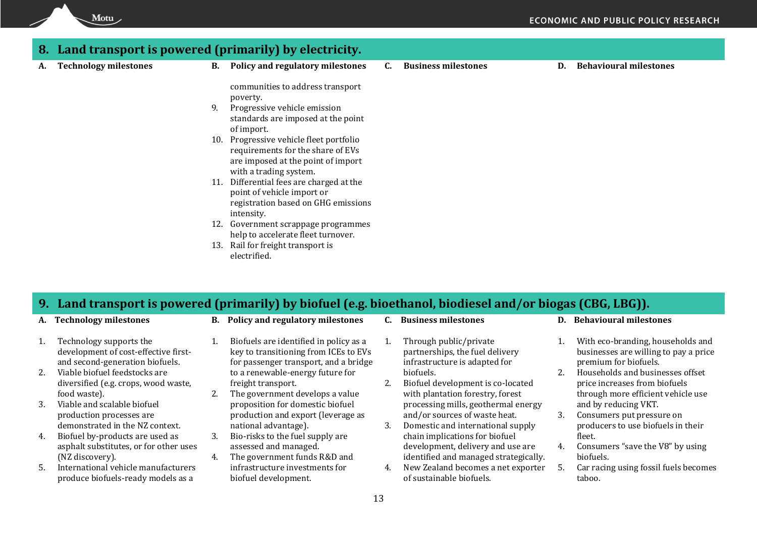## 8. Land transport is powered (primarily) by electricity.

**A. Technology milestones**

**B. Policy and regulatory milestones**

communities to address transport poverty.

9. Progressive vehicle emission standards are imposed at the point of import.
10. Progressive vehicle fleet portfolio requirements for the share of EVs are imposed at the point of import with a trading system.
11. Differential fees are charged at the point of vehicle import or registration based on GHG emissions intensity.
12. Government scrappage programmes help to accelerate fleet turnover.
13. Rail for freight transport is electrified.

**C. Business milestones**

**D. Behavioural milestones**

## 9. Land transport is powered (primarily) by biofuel (e.g. bioethanol, biodiesel and/or biogas (CBG, LBG)).

**A. Technology milestones**

1. Technology supports the development of cost-effective first- and second-generation biofuels.
2. Viable biofuel feedstocks are diversified (e.g. crops, wood waste, food waste).
3. Viable and scalable biofuel production processes are demonstrated in the NZ context.
4. Biofuel by-products are used as asphalt substitutes, or for other uses (NZ discovery).
5. International vehicle manufacturers produce biofuels-ready models as a

**B. Policy and regulatory milestones**

1. Biofuels are identified in policy as a key to transitioning from ICEs to EVs for passenger transport, and a bridge to a renewable-energy future for freight transport.
2. The government develops a value proposition for domestic biofuel production and export (leverage as national advantage).
3. Bio-risks to the fuel supply are assessed and managed.
4. The government funds R&D and infrastructure investments for biofuel development.

**C. Business milestones**

1. Through public/private partnerships, the fuel delivery infrastructure is adapted for biofuels.
2. Biofuel development is co-located with plantation forestry, forest processing mills, geothermal energy and/or sources of waste heat.
3. Domestic and international supply chain implications for biofuel development, delivery and use are identified and managed strategically.
4. New Zealand becomes a net exporter of sustainable biofuels.

**D. Behavioural milestones**

1. With eco-branding, households and businesses are willing to pay a price premium for biofuels.
2. Households and businesses offset price increases from biofuels through more efficient vehicle use and by reducing VKT.
3. Consumers put pressure on producers to use biofuels in their fleet.
4. Consumers "save the V8" by using biofuels.
5. Car racing using fossil fuels becomes taboo.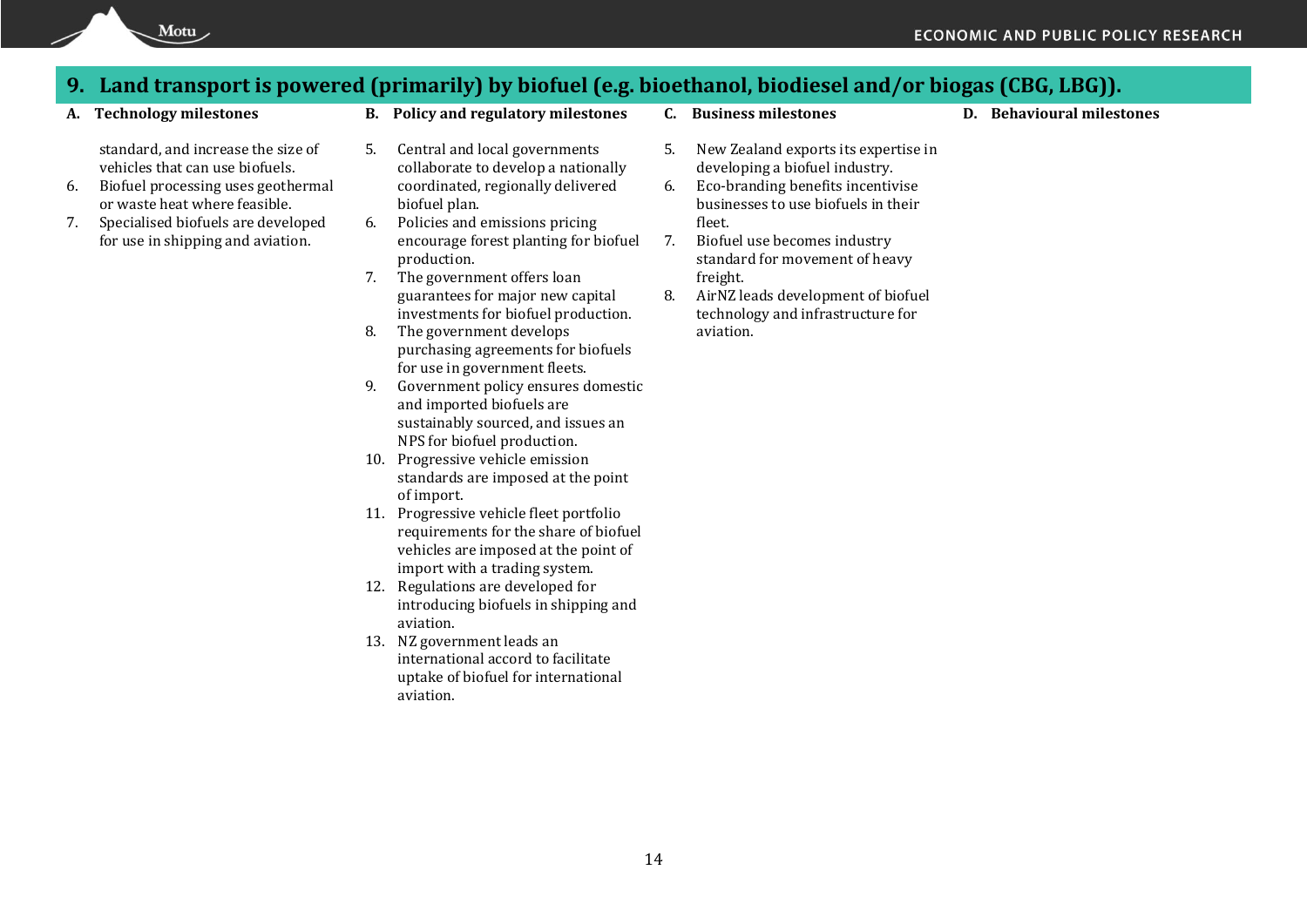## 9. Land transport is powered (primarily) by biofuel (e.g. bioethanol, biodiesel and/or biogas (CBG, LBG)).

| A. Technology milestones | B. Policy and regulatory milestones | C. Business milestones | D. Behavioural milestones |
|---|---|---|---|
| standard, and increase the size of vehicles that can use biofuels.<br>6. Biofuel processing uses geothermal or waste heat where feasible.<br>7. Specialised biofuels are developed for use in shipping and aviation. | 5. Central and local governments collaborate to develop a nationally coordinated, regionally delivered biofuel plan.<br>6. Policies and emissions pricing encourage forest planting for biofuel production.<br>7. The government offers loan guarantees for major new capital investments for biofuel production.<br>8. The government develops purchasing agreements for biofuels for use in government fleets.<br>9. Government policy ensures domestic and imported biofuels are sustainably sourced, and issues an NPS for biofuel production.<br>10. Progressive vehicle emission standards are imposed at the point of import.<br>11. Progressive vehicle fleet portfolio requirements for the share of biofuel vehicles are imposed at the point of import with a trading system.<br>12. Regulations are developed for introducing biofuels in shipping and aviation.<br>13. NZ government leads an international accord to facilitate uptake of biofuel for international aviation. | 5. New Zealand exports its expertise in developing a biofuel industry.<br>6. Eco-branding benefits incentivise businesses to use biofuels in their fleet.<br>7. Biofuel use becomes industry standard for movement of heavy freight.<br>8. AirNZ leads development of biofuel technology and infrastructure for aviation. | |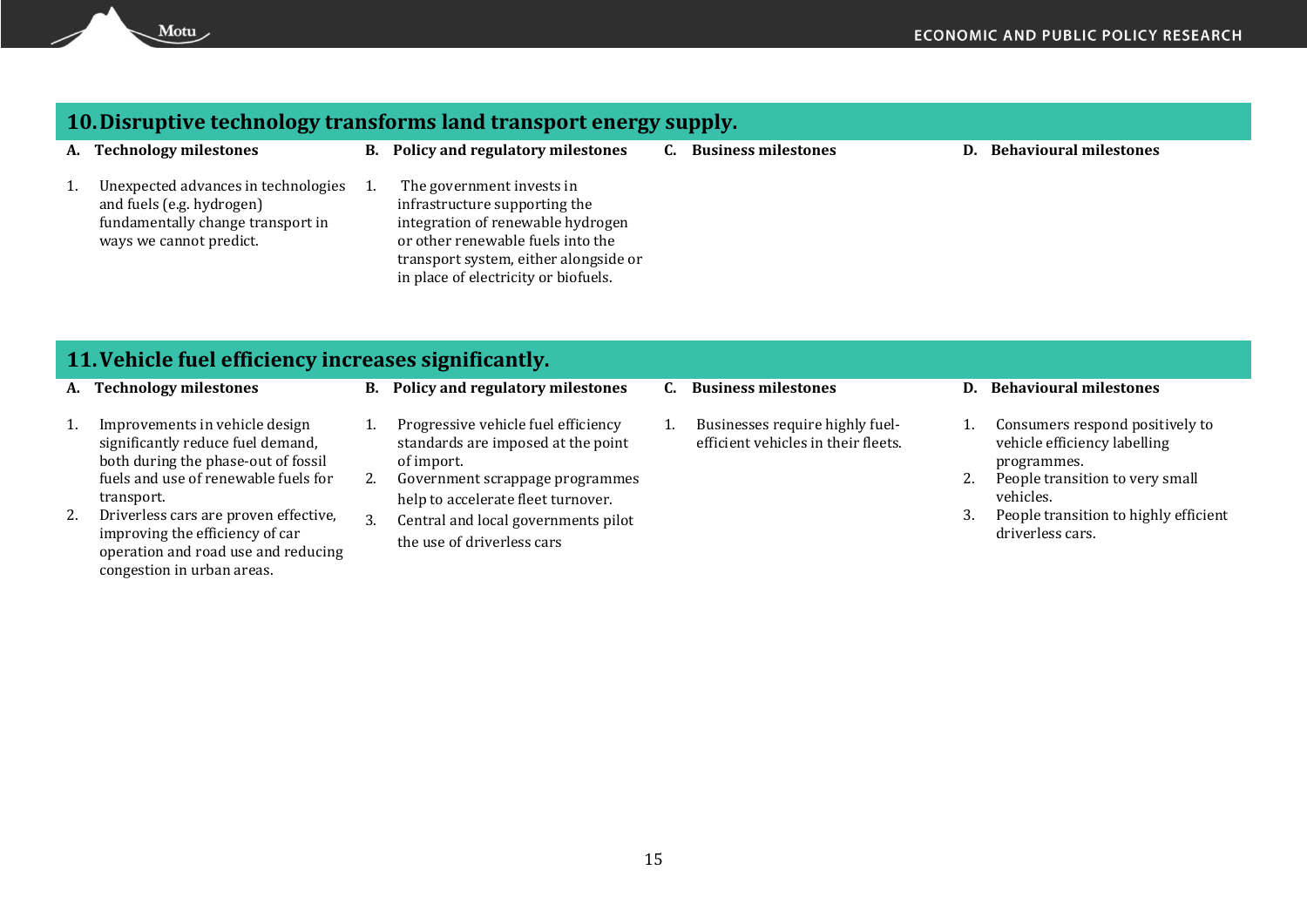## 10. Disruptive technology transforms land transport energy supply.

| A. Technology milestones | B. Policy and regulatory milestones | C. Business milestones | D. Behavioural milestones |
|---|---|---|---|
| 1. Unexpected advances in technologies and fuels (e.g. hydrogen) fundamentally change transport in ways we cannot predict. | 1. The government invests in infrastructure supporting the integration of renewable hydrogen or other renewable fuels into the transport system, either alongside or in place of electricity or biofuels. | | |

## 11. Vehicle fuel efficiency increases significantly.

| A. Technology milestones | B. Policy and regulatory milestones | C. Business milestones | D. Behavioural milestones |
|---|---|---|---|
| 1. Improvements in vehicle design significantly reduce fuel demand, both during the phase-out of fossil fuels and use of renewable fuels for transport.<br>2. Driverless cars are proven effective, improving the efficiency of car operation and road use and reducing congestion in urban areas. | 1. Progressive vehicle fuel efficiency standards are imposed at the point of import.<br>2. Government scrappage programmes help to accelerate fleet turnover.<br>3. Central and local governments pilot the use of driverless cars | 1. Businesses require highly fuel-efficient vehicles in their fleets. | 1. Consumers respond positively to vehicle efficiency labelling programmes.<br>2. People transition to very small vehicles.<br>3. People transition to highly efficient driverless cars. |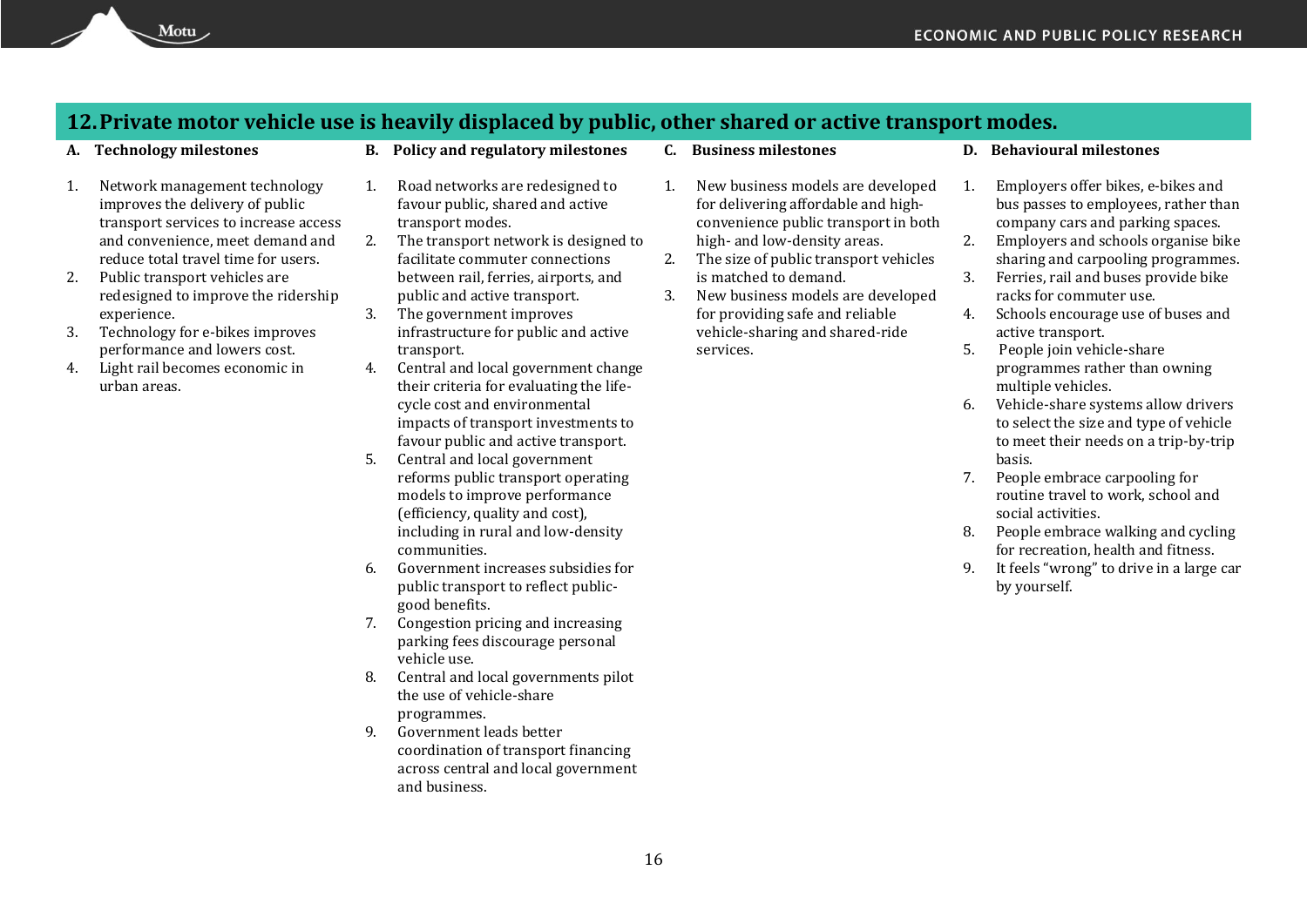## 12. Private motor vehicle use is heavily displaced by public, other shared or active transport modes.

### A. Technology milestones

1. Network management technology improves the delivery of public transport services to increase access and convenience, meet demand and reduce total travel time for users.
2. Public transport vehicles are redesigned to improve the ridership experience.
3. Technology for e-bikes improves performance and lowers cost.
4. Light rail becomes economic in urban areas.

### B. Policy and regulatory milestones

1. Road networks are redesigned to favour public, shared and active transport modes.
2. The transport network is designed to facilitate commuter connections between rail, ferries, airports, and public and active transport.
3. The government improves infrastructure for public and active transport.
4. Central and local government change their criteria for evaluating the life-cycle cost and environmental impacts of transport investments to favour public and active transport.
5. Central and local government reforms public transport operating models to improve performance (efficiency, quality and cost), including in rural and low-density communities.
6. Government increases subsidies for public transport to reflect public-good benefits.
7. Congestion pricing and increasing parking fees discourage personal vehicle use.
8. Central and local governments pilot the use of vehicle-share programmes.
9. Government leads better coordination of transport financing across central and local government and business.

### C. Business milestones

1. New business models are developed for delivering affordable and high-convenience public transport in both high- and low-density areas.
2. The size of public transport vehicles is matched to demand.
3. New business models are developed for providing safe and reliable vehicle-sharing and shared-ride services.

### D. Behavioural milestones

1. Employers offer bikes, e-bikes and bus passes to employees, rather than company cars and parking spaces.
2. Employers and schools organise bike sharing and carpooling programmes.
3. Ferries, rail and buses provide bike racks for commuter use.
4. Schools encourage use of buses and active transport.
5. People join vehicle-share programmes rather than owning multiple vehicles.
6. Vehicle-share systems allow drivers to select the size and type of vehicle to meet their needs on a trip-by-trip basis.
7. People embrace carpooling for routine travel to work, school and social activities.
8. People embrace walking and cycling for recreation, health and fitness.
9. It feels "wrong" to drive in a large car by yourself.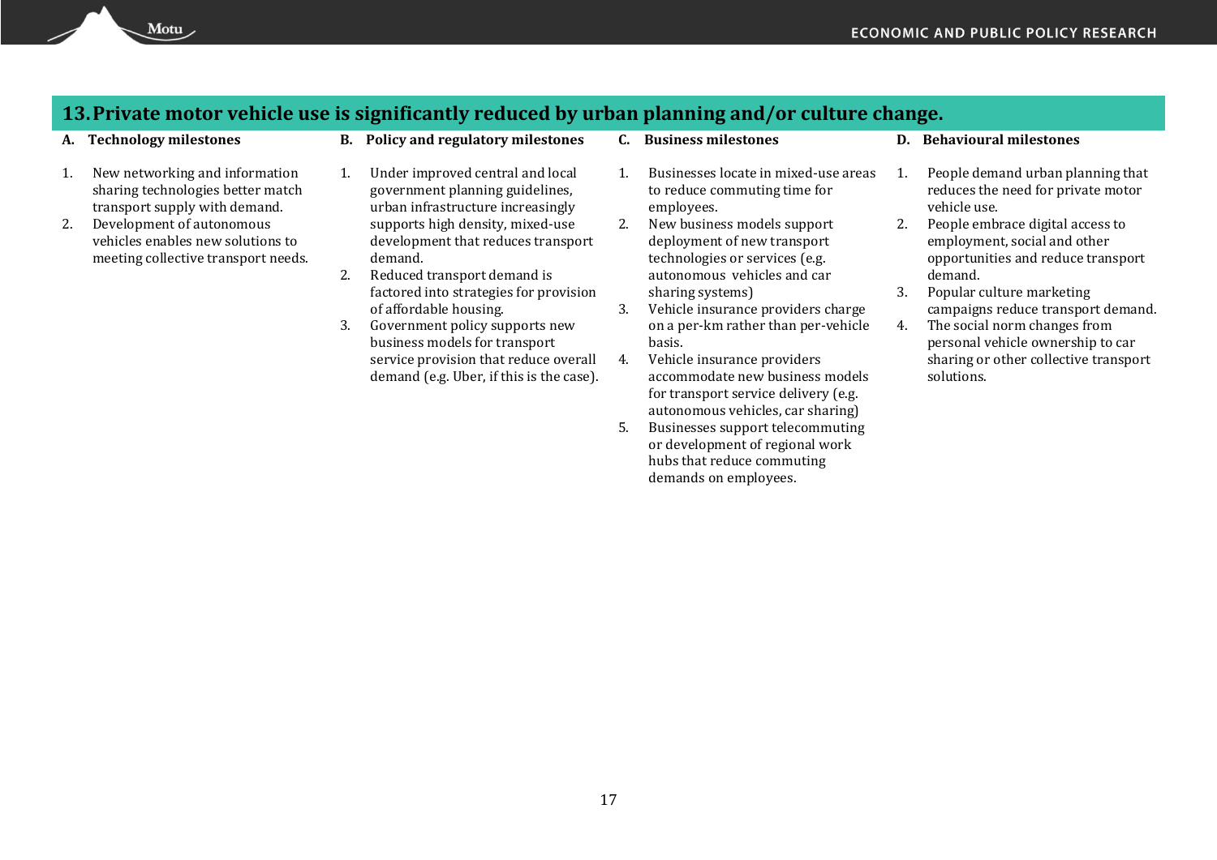## 13. Private motor vehicle use is significantly reduced by urban planning and/or culture change.

### A. Technology milestones

1. New networking and information sharing technologies better match transport supply with demand.
2. Development of autonomous vehicles enables new solutions to meeting collective transport needs.

### B. Policy and regulatory milestones

1. Under improved central and local government planning guidelines, urban infrastructure increasingly supports high density, mixed-use development that reduces transport demand.
2. Reduced transport demand is factored into strategies for provision of affordable housing.
3. Government policy supports new business models for transport service provision that reduce overall demand (e.g. Uber, if this is the case).

### C. Business milestones

1. Businesses locate in mixed-use areas to reduce commuting time for employees.
2. New business models support deployment of new transport technologies or services (e.g. autonomous vehicles and car sharing systems)
3. Vehicle insurance providers charge on a per-km rather than per-vehicle basis.
4. Vehicle insurance providers accommodate new business models for transport service delivery (e.g. autonomous vehicles, car sharing)
5. Businesses support telecommuting or development of regional work hubs that reduce commuting demands on employees.

### D. Behavioural milestones

1. People demand urban planning that reduces the need for private motor vehicle use.
2. People embrace digital access to employment, social and other opportunities and reduce transport demand.
3. Popular culture marketing campaigns reduce transport demand.
4. The social norm changes from personal vehicle ownership to car sharing or other collective transport solutions.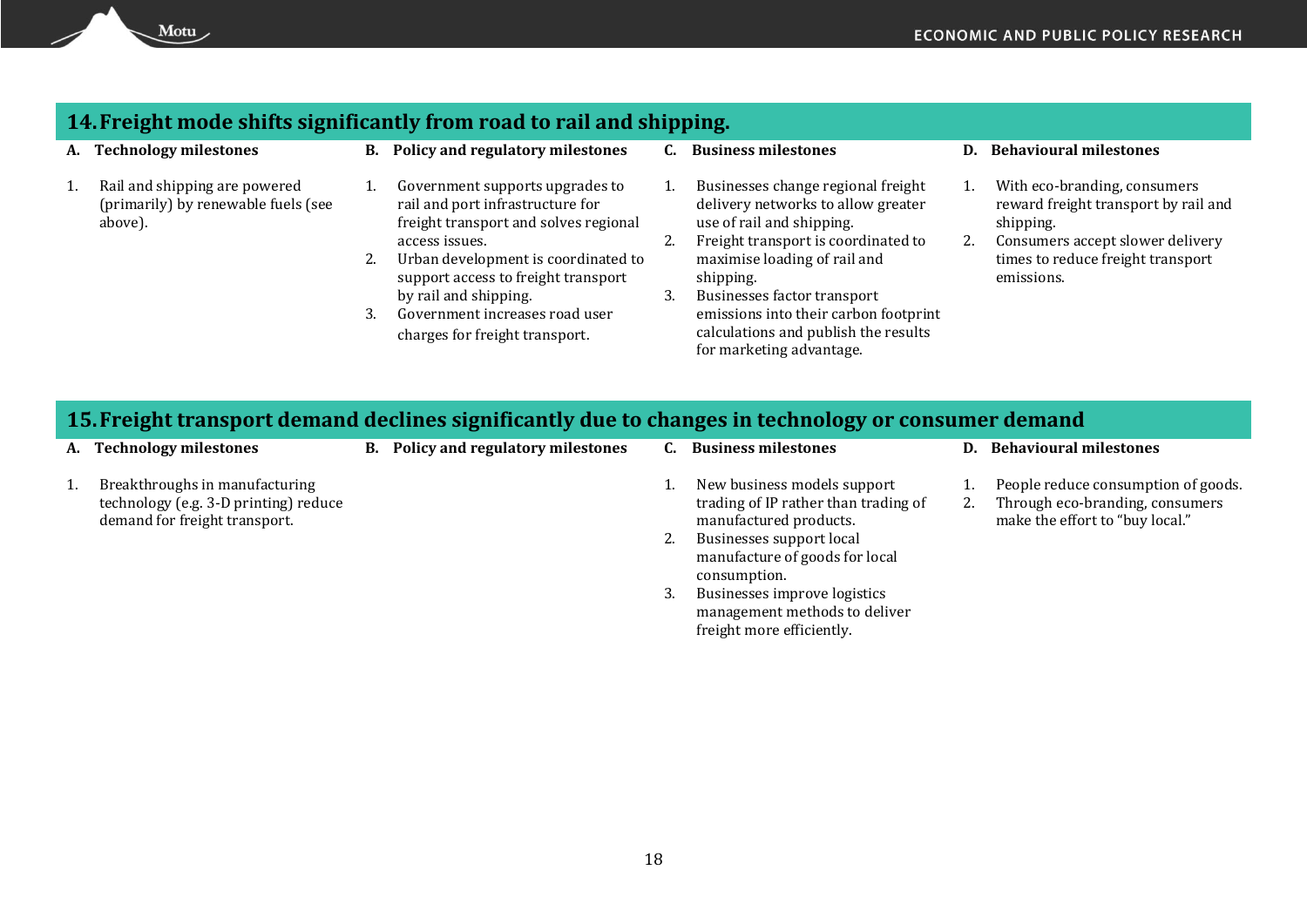## 14. Freight mode shifts significantly from road to rail and shipping.

| A. Technology milestones | B. Policy and regulatory milestones | C. Business milestones | D. Behavioural milestones |
|---|---|---|---|
| 1. Rail and shipping are powered (primarily) by renewable fuels (see above). | 1. Government supports upgrades to rail and port infrastructure for freight transport and solves regional access issues.<br>2. Urban development is coordinated to support access to freight transport by rail and shipping.<br>3. Government increases road user charges for freight transport. | 1. Businesses change regional freight delivery networks to allow greater use of rail and shipping.<br>2. Freight transport is coordinated to maximise loading of rail and shipping.<br>3. Businesses factor transport emissions into their carbon footprint calculations and publish the results for marketing advantage. | 1. With eco-branding, consumers reward freight transport by rail and shipping.<br>2. Consumers accept slower delivery times to reduce freight transport emissions. |

## 15. Freight transport demand declines significantly due to changes in technology or consumer demand

| A. Technology milestones | B. Policy and regulatory milestones | C. Business milestones | D. Behavioural milestones |
|---|---|---|---|
| 1. Breakthroughs in manufacturing technology (e.g. 3-D printing) reduce demand for freight transport. | | 1. New business models support trading of IP rather than trading of manufactured products.<br>2. Businesses support local manufacture of goods for local consumption.<br>3. Businesses improve logistics management methods to deliver freight more efficiently. | 1. People reduce consumption of goods.<br>2. Through eco-branding, consumers make the effort to "buy local." |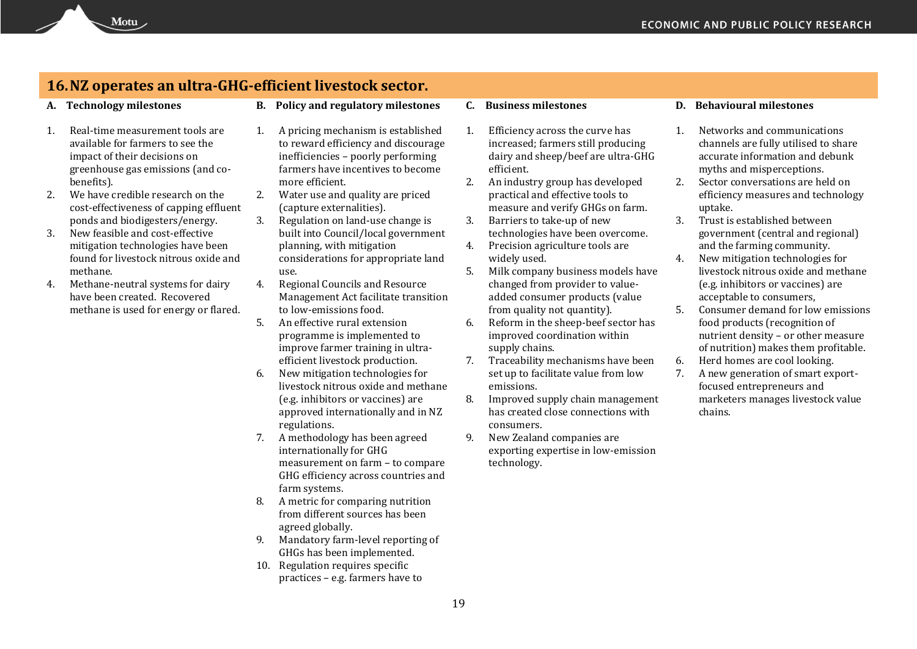## 16. NZ operates an ultra-GHG-efficient livestock sector.

### A. Technology milestones

1. Real-time measurement tools are available for farmers to see the impact of their decisions on greenhouse gas emissions (and co-benefits).
2. We have credible research on the cost-effectiveness of capping effluent ponds and biodigesters/energy.
3. New feasible and cost-effective mitigation technologies have been found for livestock nitrous oxide and methane.
4. Methane-neutral systems for dairy have been created. Recovered methane is used for energy or flared.

### B. Policy and regulatory milestones

1. A pricing mechanism is established to reward efficiency and discourage inefficiencies – poorly performing farmers have incentives to become more efficient.
2. Water use and quality are priced (capture externalities).
3. Regulation on land-use change is built into Council/local government planning, with mitigation considerations for appropriate land use.
4. Regional Councils and Resource Management Act facilitate transition to low-emissions food.
5. An effective rural extension programme is implemented to improve farmer training in ultra-efficient livestock production.
6. New mitigation technologies for livestock nitrous oxide and methane (e.g. inhibitors or vaccines) are approved internationally and in NZ regulations.
7. A methodology has been agreed internationally for GHG measurement on farm – to compare GHG efficiency across countries and farm systems.
8. A metric for comparing nutrition from different sources has been agreed globally.
9. Mandatory farm-level reporting of GHGs has been implemented.
10. Regulation requires specific practices – e.g. farmers have to

### C. Business milestones

1. Efficiency across the curve has increased; farmers still producing dairy and sheep/beef are ultra-GHG efficient.
2. An industry group has developed practical and effective tools to measure and verify GHGs on farm.
3. Barriers to take-up of new technologies have been overcome.
4. Precision agriculture tools are widely used.
5. Milk company business models have changed from provider to value-added consumer products (value from quality not quantity).
6. Reform in the sheep-beef sector has improved coordination within supply chains.
7. Traceability mechanisms have been set up to facilitate value from low emissions.
8. Improved supply chain management has created close connections with consumers.
9. New Zealand companies are exporting expertise in low-emission technology.

### D. Behavioural milestones

1. Networks and communications channels are fully utilised to share accurate information and debunk myths and misperceptions.
2. Sector conversations are held on efficiency measures and technology uptake.
3. Trust is established between government (central and regional) and the farming community.
4. New mitigation technologies for livestock nitrous oxide and methane (e.g. inhibitors or vaccines) are acceptable to consumers,
5. Consumer demand for low emissions food products (recognition of nutrient density – or other measure of nutrition) makes them profitable.
6. Herd homes are cool looking.
7. A new generation of smart export-focused entrepreneurs and marketers manages livestock value chains.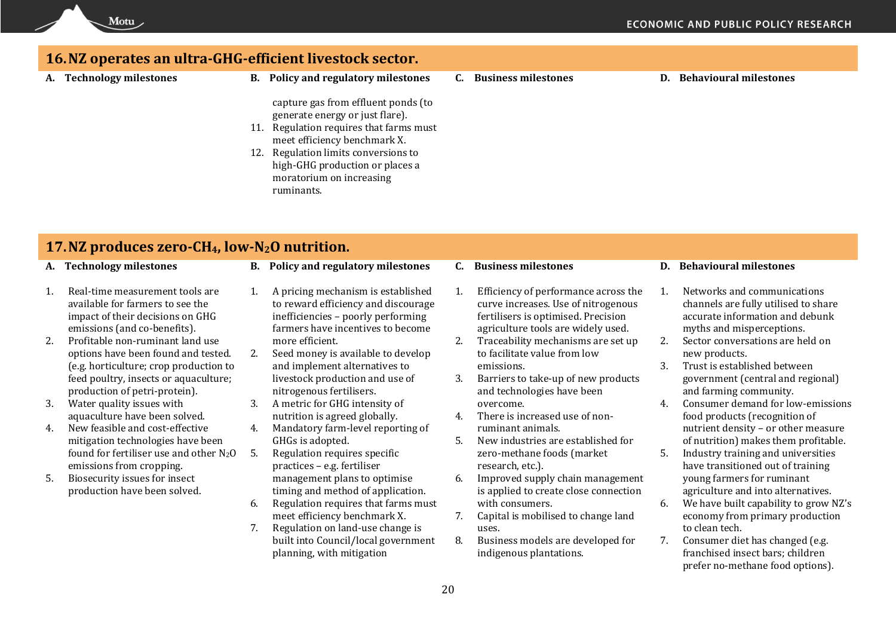## 16. NZ operates an ultra-GHG-efficient livestock sector.

**A. Technology milestones**

**B. Policy and regulatory milestones**

capture gas from effluent ponds (to generate energy or just flare).

11. Regulation requires that farms must meet efficiency benchmark X.
12. Regulation limits conversions to high-GHG production or places a moratorium on increasing ruminants.

**C. Business milestones**

**D. Behavioural milestones**

## 17. NZ produces zero-$CH_4$, low-$N_2O$ nutrition.

**A. Technology milestones**

1. Real-time measurement tools are available for farmers to see the impact of their decisions on GHG emissions (and co-benefits).
2. Profitable non-ruminant land use options have been found and tested. (e.g. horticulture; crop production to feed poultry, insects or aquaculture; production of petri-protein).
3. Water quality issues with aquaculture have been solved.
4. New feasible and cost-effective mitigation technologies have been found for fertiliser use and other $N_2O$ emissions from cropping.
5. Biosecurity issues for insect production have been solved.

**B. Policy and regulatory milestones**

1. A pricing mechanism is established to reward efficiency and discourage inefficiencies – poorly performing farmers have incentives to become more efficient.
2. Seed money is available to develop and implement alternatives to livestock production and use of nitrogenous fertilisers.
3. A metric for GHG intensity of nutrition is agreed globally.
4. Mandatory farm-level reporting of GHGs is adopted.
5. Regulation requires specific practices – e.g. fertiliser management plans to optimise timing and method of application.
6. Regulation requires that farms must meet efficiency benchmark X.
7. Regulation on land-use change is built into Council/local government planning, with mitigation

**C. Business milestones**

1. Efficiency of performance across the curve increases. Use of nitrogenous fertilisers is optimised. Precision agriculture tools are widely used.
2. Traceability mechanisms are set up to facilitate value from low emissions.
3. Barriers to take-up of new products and technologies have been overcome.
4. There is increased use of non-ruminant animals.
5. New industries are established for zero-methane foods (market research, etc.).
6. Improved supply chain management is applied to create close connection with consumers.
7. Capital is mobilised to change land uses.
8. Business models are developed for indigenous plantations.

**D. Behavioural milestones**

1. Networks and communications channels are fully utilised to share accurate information and debunk myths and misperceptions.
2. Sector conversations are held on new products.
3. Trust is established between government (central and regional) and farming community.
4. Consumer demand for low-emissions food products (recognition of nutrient density – or other measure of nutrition) makes them profitable.
5. Industry training and universities have transitioned out of training young farmers for ruminant agriculture and into alternatives.
6. We have built capability to grow NZ's economy from primary production to clean tech.
7. Consumer diet has changed (e.g. franchised insect bars; children prefer no-methane food options).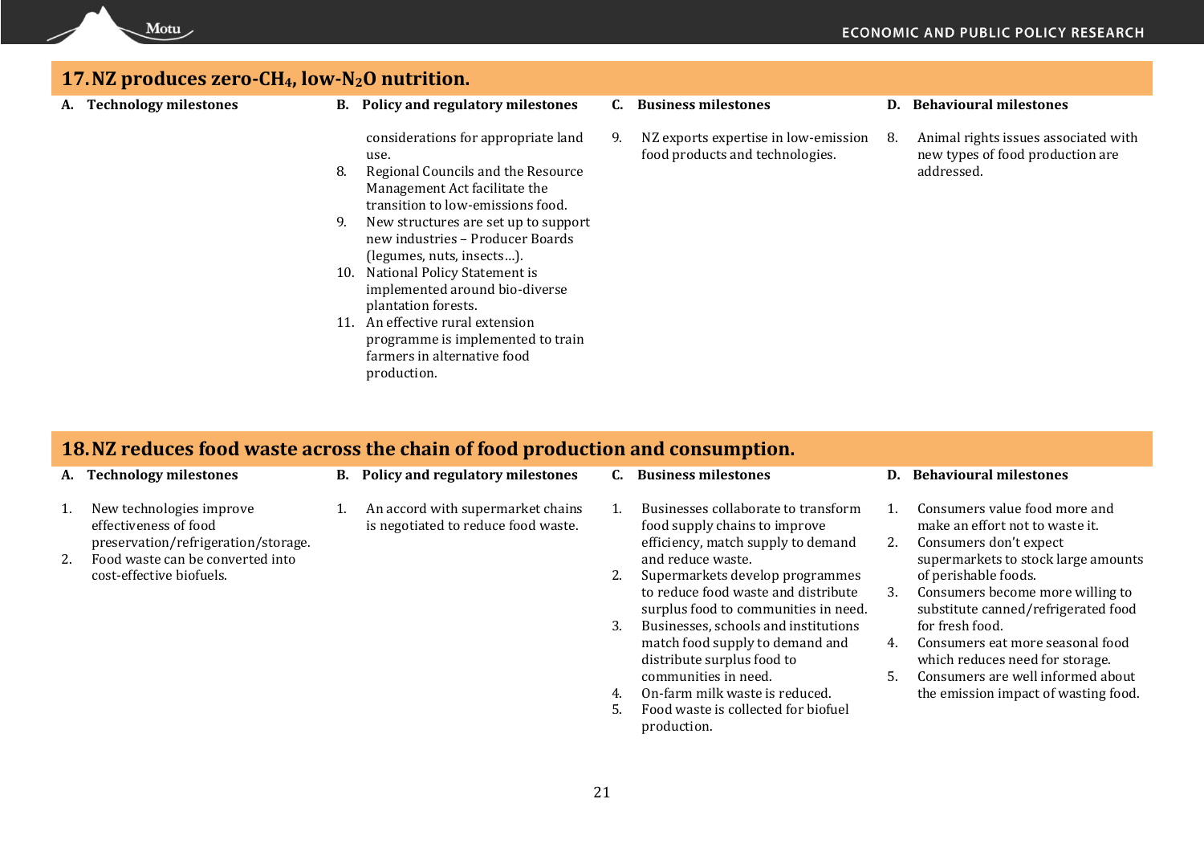## 17. NZ produces zero-$CH_4$, low-$N_2O$ nutrition.

**A. Technology milestones**

**B. Policy and regulatory milestones**

considerations for appropriate land use.

8. Regional Councils and the Resource Management Act facilitate the transition to low-emissions food.
9. New structures are set up to support new industries – Producer Boards (legumes, nuts, insects…).
10. National Policy Statement is implemented around bio-diverse plantation forests.
11. An effective rural extension programme is implemented to train farmers in alternative food production.

**C. Business milestones**

9. NZ exports expertise in low-emission food products and technologies.

**D. Behavioural milestones**

8. Animal rights issues associated with new types of food production are addressed.

## 18. NZ reduces food waste across the chain of food production and consumption.

**A. Technology milestones**

1. New technologies improve effectiveness of food preservation/refrigeration/storage.
2. Food waste can be converted into cost-effective biofuels.

**B. Policy and regulatory milestones**

1. An accord with supermarket chains is negotiated to reduce food waste.

**C. Business milestones**

1. Businesses collaborate to transform food supply chains to improve efficiency, match supply to demand and reduce waste.
2. Supermarkets develop programmes to reduce food waste and distribute surplus food to communities in need.
3. Businesses, schools and institutions match food supply to demand and distribute surplus food to communities in need.
4. On-farm milk waste is reduced.
5. Food waste is collected for biofuel production.

**D. Behavioural milestones**

1. Consumers value food more and make an effort not to waste it.
2. Consumers don't expect supermarkets to stock large amounts of perishable foods.
3. Consumers become more willing to substitute canned/refrigerated food for fresh food.
4. Consumers eat more seasonal food which reduces need for storage.
5. Consumers are well informed about the emission impact of wasting food.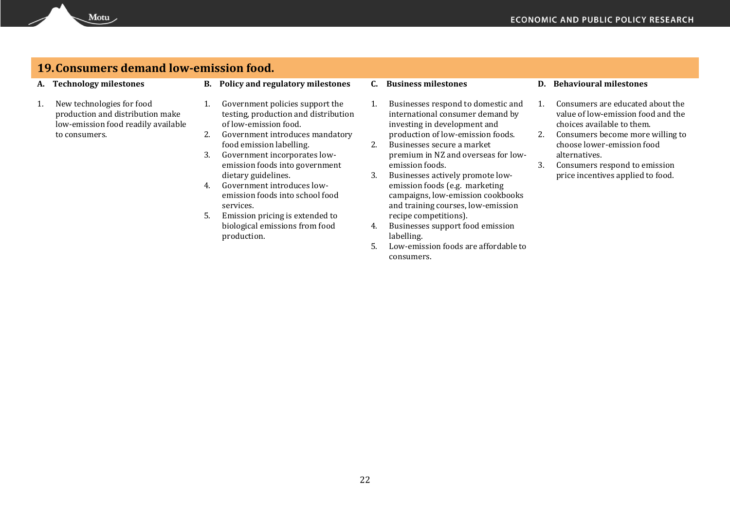## 19. Consumers demand low-emission food.

**A. Technology milestones**

1. New technologies for food production and distribution make low-emission food readily available to consumers.

**B. Policy and regulatory milestones**

1. Government policies support the testing, production and distribution of low-emission food.
2. Government introduces mandatory food emission labelling.
3. Government incorporates low-emission foods into government dietary guidelines.
4. Government introduces low-emission foods into school food services.
5. Emission pricing is extended to biological emissions from food production.

**C. Business milestones**

1. Businesses respond to domestic and international consumer demand by investing in development and production of low-emission foods.
2. Businesses secure a market premium in NZ and overseas for low-emission foods.
3. Businesses actively promote low-emission foods (e.g. marketing campaigns, low-emission cookbooks and training courses, low-emission recipe competitions).
4. Businesses support food emission labelling.
5. Low-emission foods are affordable to consumers.

**D. Behavioural milestones**

1. Consumers are educated about the value of low-emission food and the choices available to them.
2. Consumers become more willing to choose lower-emission food alternatives.
3. Consumers respond to emission price incentives applied to food.